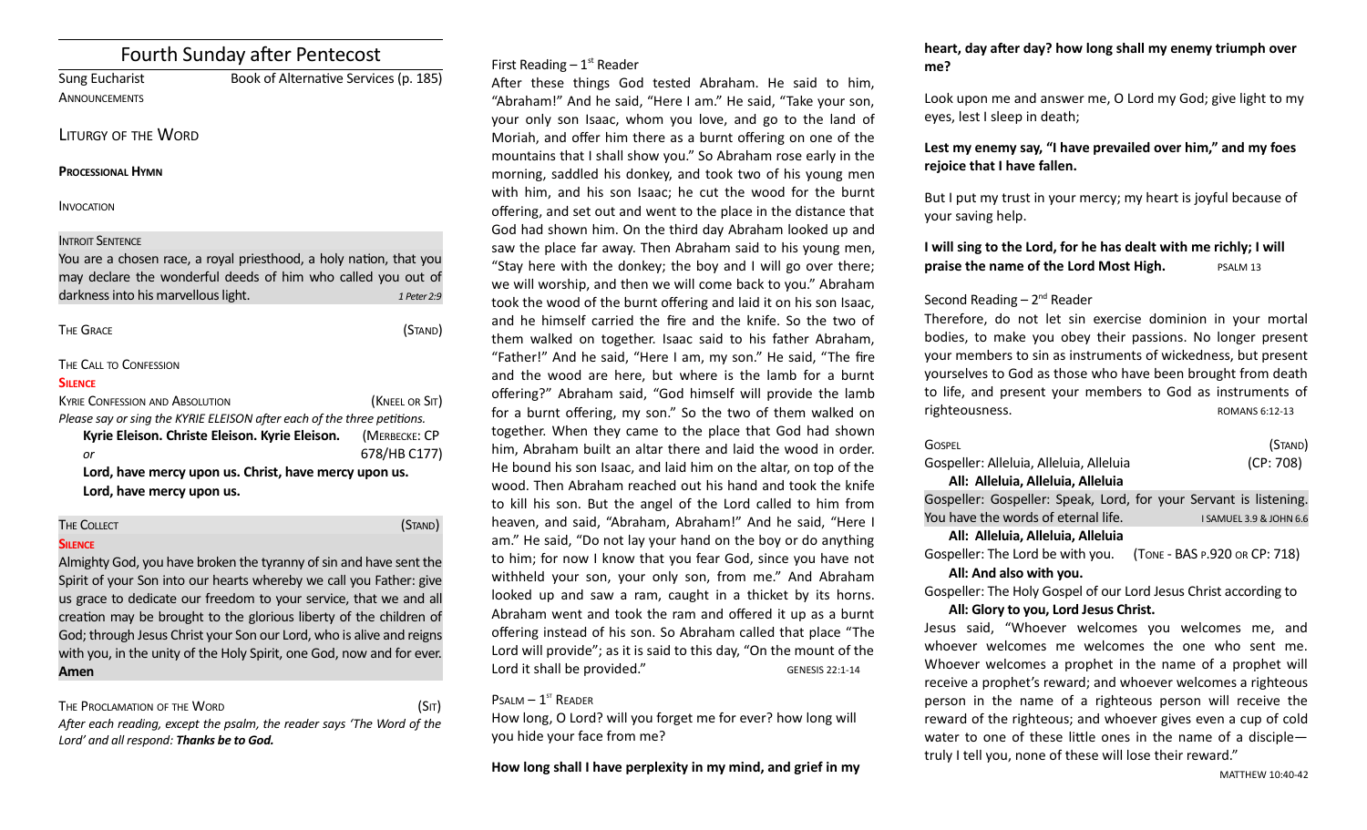# Fourth Sunday after Pentecost

Sung Eucharist — Book of Alternative Services (p. 185)

ANNOUNCEMENTS

## LITURGY OF THE WORD

**PROCESSIONAL HYMN**

INVOCATION

INTROIT SENTENCE

You are a chosen race, a royal priesthood, a holy nation, that you may declare the wonderful deeds of him who called you out of darkness into his marvellous light. *1 Peter 2:9*

THE GRACE (STAND)

THE CALL TO CONFESSION

**SILENCE**

KYRIE CONFESSION AND ABSOLUTION (KNEEL OR SIT)

*Please say or sing the KYRIE ELEISON after each of the three petitions.*

**Kyrie Eleison. Christe Eleison. Kyrie Eleison.** (MERBECKE: CP 678/HB C177)

*or*

**Lord, have mercy upon us. Christ, have mercy upon us. Lord, have mercy upon us.**

THE COLLECT (STAND)

**SILENCE**

Almighty God, you have broken the tyranny of sin and have sent the Spirit of your Son into our hearts whereby we call you Father: give us grace to dedicate our freedom to your service, that we and all creation may be brought to the glorious liberty of the children of God; through Jesus Christ your Son our Lord, who is alive and reigns with you, in the unity of the Holy Spirit, one God, now and for ever. **Amen**

THE PROCLAMATION OF THE WORD (SIT)

*After each reading, except the psalm, the reader says 'The Word of the Lord' and all respond: **Thanks be to God.***

First Reading – 1st Reader

After these things God tested Abraham. He said to him, "Abraham!" And he said, "Here I am." He said, "Take your son, your only son Isaac, whom you love, and go to the land of Moriah, and offer him there as a burnt offering on one of the mountains that I shall show you." So Abraham rose early in the morning, saddled his donkey, and took two of his young men with him, and his son Isaac; he cut the wood for the burnt offering, and set out and went to the place in the distance that God had shown him. On the third day Abraham looked up and saw the place far away. Then Abraham said to his young men, "Stay here with the donkey; the boy and I will go over there; we will worship, and then we will come back to you." Abraham took the wood of the burnt offering and laid it on his son Isaac, and he himself carried the fire and the knife. So the two of them walked on together. Isaac said to his father Abraham, "Father!" And he said, "Here I am, my son." He said, "The fire and the wood are here, but where is the lamb for a burnt offering?" Abraham said, "God himself will provide the lamb for a burnt offering, my son." So the two of them walked on together. When they came to the place that God had shown him, Abraham built an altar there and laid the wood in order. He bound his son Isaac, and laid him on the altar, on top of the wood. Then Abraham reached out his hand and took the knife to kill his son. But the angel of the Lord called to him from heaven, and said, "Abraham, Abraham!" And he said, "Here I am." He said, "Do not lay your hand on the boy or do anything to him; for now I know that you fear God, since you have not withheld your son, your only son, from me." And Abraham looked up and saw a ram, caught in a thicket by its horns. Abraham went and took the ram and offered it up as a burnt offering instead of his son. So Abraham called that place "The Lord will provide"; as it is said to this day, "On the mount of the Lord it shall be provided." GENESIS 22:1-14

PSALM – 1ST READER

How long, O Lord? will you forget me for ever? how long will you hide your face from me?

**How long shall I have perplexity in my mind, and grief in my heart, day after day? how long shall my enemy triumph over me?**

Look upon me and answer me, O Lord my God; give light to my eyes, lest I sleep in death;

**Lest my enemy say, "I have prevailed over him," and my foes rejoice that I have fallen.**

But I put my trust in your mercy; my heart is joyful because of your saving help.

**I will sing to the Lord, for he has dealt with me richly; I will praise the name of the Lord Most High.** PSALM 13

Second Reading – 2nd Reader

Therefore, do not let sin exercise dominion in your mortal bodies, to make you obey their passions. No longer present your members to sin as instruments of wickedness, but present yourselves to God as those who have been brought from death to life, and present your members to God as instruments of righteousness. ROMANS 6:12-13

GOSPEL (STAND)

Gospeller: Alleluia, Alleluia, Alleluia (CP: 708)

**All: Alleluia, Alleluia, Alleluia**

Gospeller: Gospeller: Speak, Lord, for your Servant is listening. You have the words of eternal life. I SAMUEL 3.9 & JOHN 6.6

**All: Alleluia, Alleluia, Alleluia**

Gospeller: The Lord be with you. (TONE - BAS P.920 OR CP: 718)

**All: And also with you.**

Gospeller: The Holy Gospel of our Lord Jesus Christ according to

**All: Glory to you, Lord Jesus Christ.**

Jesus said, "Whoever welcomes you welcomes me, and whoever welcomes me welcomes the one who sent me. Whoever welcomes a prophet in the name of a prophet will receive a prophet's reward; and whoever welcomes a righteous person in the name of a righteous person will receive the reward of the righteous; and whoever gives even a cup of cold water to one of these little ones in the name of a disciple—truly I tell you, none of these will lose their reward." MATTHEW 10:40-42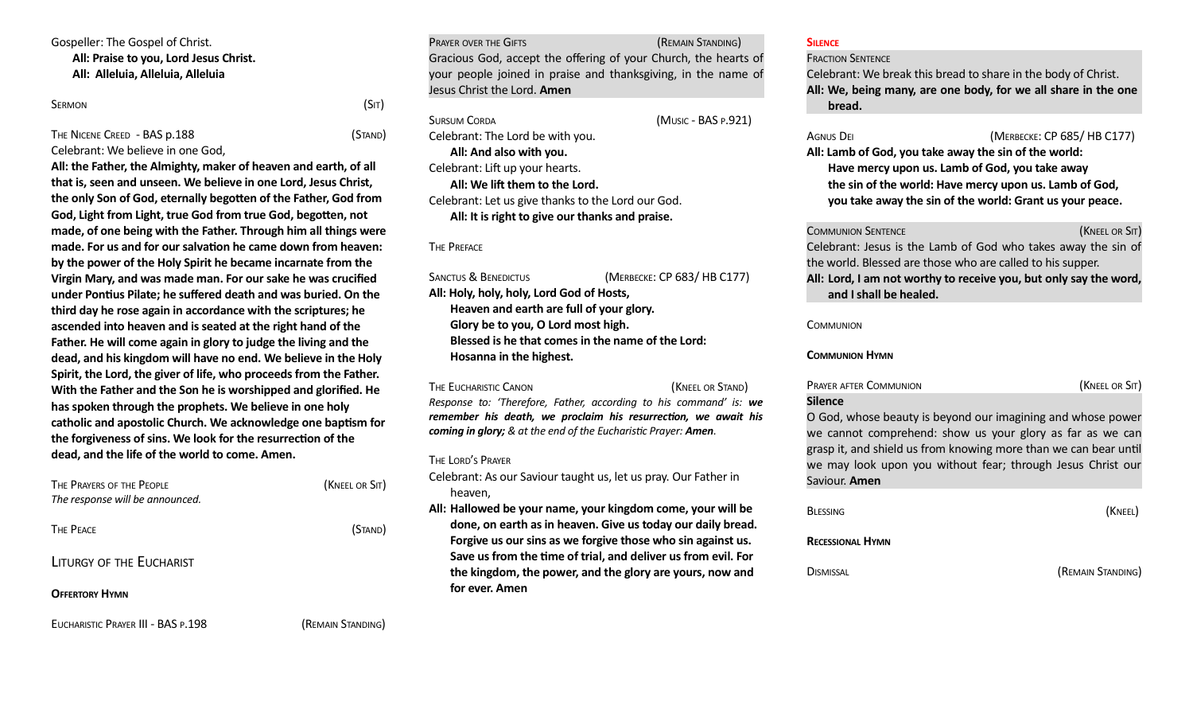Gospeller: The Gospel of Christ.

**All: Praise to you, Lord Jesus Christ.**
**All: Alleluia, Alleluia, Alleluia**

SERMON (SIT)

THE NICENE CREED - BAS p.188 (STAND)

Celebrant: We believe in one God,

**All: the Father, the Almighty, maker of heaven and earth, of all that is, seen and unseen. We believe in one Lord, Jesus Christ, the only Son of God, eternally begotten of the Father, God from God, Light from Light, true God from true God, begotten, not made, of one being with the Father. Through him all things were made. For us and for our salvation he came down from heaven: by the power of the Holy Spirit he became incarnate from the Virgin Mary, and was made man. For our sake he was crucified under Pontius Pilate; he suffered death and was buried. On the third day he rose again in accordance with the scriptures; he ascended into heaven and is seated at the right hand of the Father. He will come again in glory to judge the living and the dead, and his kingdom will have no end. We believe in the Holy Spirit, the Lord, the giver of life, who proceeds from the Father. With the Father and the Son he is worshipped and glorified. He has spoken through the prophets. We believe in one holy catholic and apostolic Church. We acknowledge one baptism for the forgiveness of sins. We look for the resurrection of the dead, and the life of the world to come. Amen.**

THE PRAYERS OF THE PEOPLE (KNEEL OR SIT)

*The response will be announced.*

THE PEACE (STAND)

## LITURGY OF THE EUCHARIST

**OFFERTORY HYMN**

EUCHARISTIC PRAYER III - BAS p.198 (REMAIN STANDING)

PRAYER OVER THE GIFTS (REMAIN STANDING)

Gracious God, accept the offering of your Church, the hearts of your people joined in praise and thanksgiving, in the name of Jesus Christ the Lord. **Amen**

SURSUM CORDA (MUSIC - BAS P.921)

Celebrant: The Lord be with you.

**All: And also with you.**

Celebrant: Lift up your hearts.

**All: We lift them to the Lord.**

Celebrant: Let us give thanks to the Lord our God.

**All: It is right to give our thanks and praise.**

THE PREFACE

SANCTUS & BENEDICTUS (MERBECKE: CP 683/ HB C177)

**All: Holy, holy, holy, Lord God of Hosts,**
**Heaven and earth are full of your glory.**
**Glory be to you, O Lord most high.**
**Blessed is he that comes in the name of the Lord:**
**Hosanna in the highest.**

THE EUCHARISTIC CANON (KNEEL OR STAND)

*Response to: 'Therefore, Father, according to his command' is:* ***we remember his death, we proclaim his resurrection, we await his coming in glory;*** *& at the end of the Eucharistic Prayer:* ***Amen****.*

THE LORD'S PRAYER

Celebrant: As our Saviour taught us, let us pray. Our Father in heaven,

**All: Hallowed be your name, your kingdom come, your will be done, on earth as in heaven. Give us today our daily bread. Forgive us our sins as we forgive those who sin against us. Save us from the time of trial, and deliver us from evil. For the kingdom, the power, and the glory are yours, now and for ever. Amen**

**SILENCE**

FRACTION SENTENCE

Celebrant: We break this bread to share in the body of Christ.

**All: We, being many, are one body, for we all share in the one bread.**

AGNUS DEI (MERBECKE: CP 685/ HB C177)

**All: Lamb of God, you take away the sin of the world:**
**Have mercy upon us. Lamb of God, you take away the sin of the world: Have mercy upon us. Lamb of God, you take away the sin of the world: Grant us your peace.**

COMMUNION SENTENCE (KNEEL OR SIT)

Celebrant: Jesus is the Lamb of God who takes away the sin of the world. Blessed are those who are called to his supper.

**All: Lord, I am not worthy to receive you, but only say the word, and I shall be healed.**

COMMUNION

**COMMUNION HYMN**

PRAYER AFTER COMMUNION (KNEEL OR SIT)

**Silence**

O God, whose beauty is beyond our imagining and whose power we cannot comprehend: show us your glory as far as we can grasp it, and shield us from knowing more than we can bear until we may look upon you without fear; through Jesus Christ our Saviour. **Amen**

BLESSING (KNEEL)

**RECESSIONAL HYMN**

DISMISSAL (REMAIN STANDING)